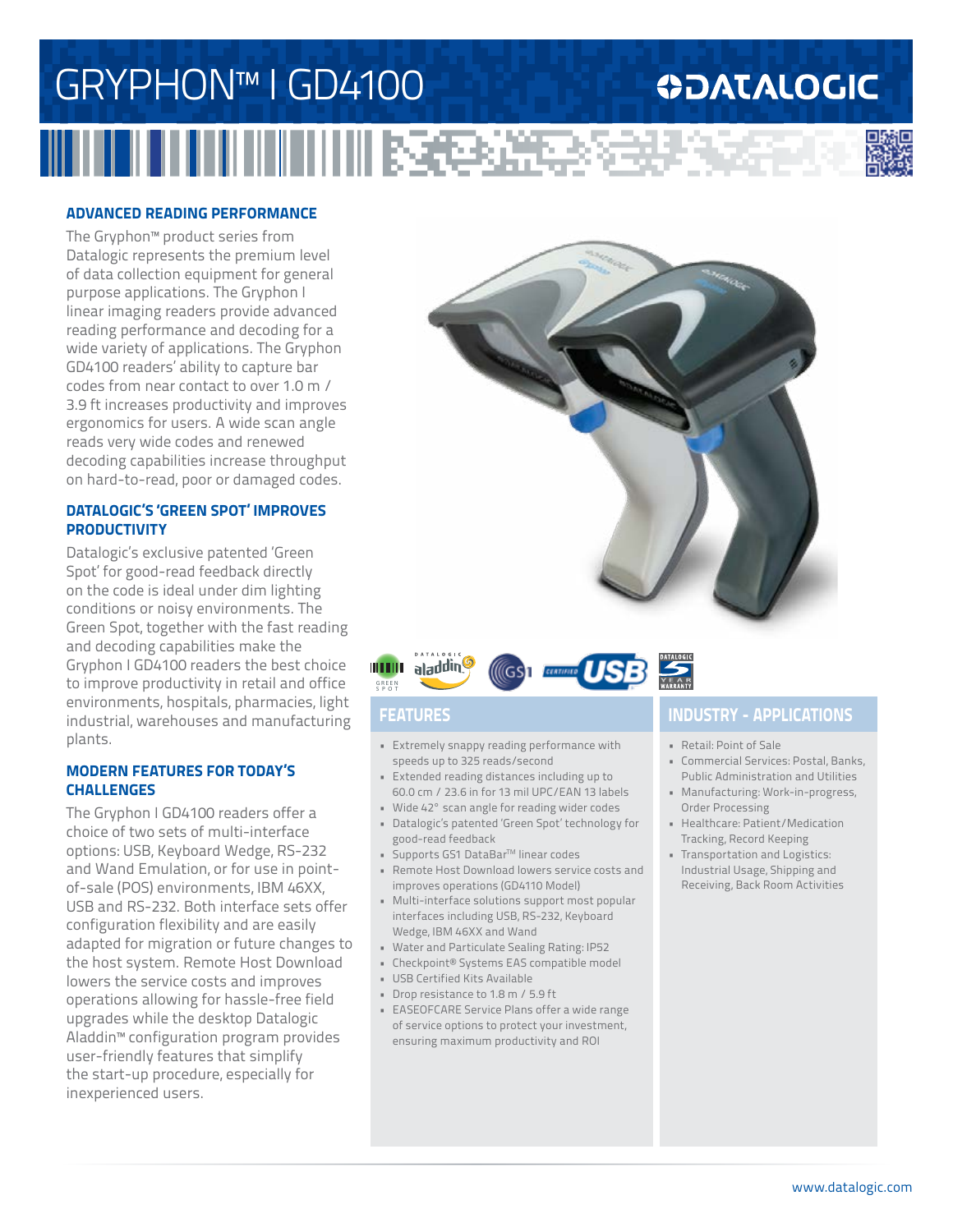# GRYPHON™ I GD4100

DATALOGIC

## ADVANCED READING PERFORMANCE

The Gryphon™ product series from Datalogic represents the premium level of data collection equipment for general purpose applications. The Gryphon I linear imaging readers provide advanced reading performance and decoding for a wide variety of applications. The Gryphon GD4100 readers' ability to capture bar codes from near contact to over 1.0 m / 3.9 ft increases productivity and improves ergonomics for users. A wide scan angle reads very wide codes and renewed decoding capabilities increase throughput on hard-to-read, poor or damaged codes.

## DATALOGIC'S 'GREEN SPOT' IMPROVES PRODUCTIVITY

Datalogic's exclusive patented 'Green Spot' for good-read feedback directly on the code is ideal under dim lighting conditions or noisy environments. The Green Spot, together with the fast reading and decoding capabilities make the Gryphon I GD4100 readers the best choice to improve productivity in retail and office environments, hospitals, pharmacies, light industrial, warehouses and manufacturing plants.

## MODERN FEATURES FOR TODAY'S CHALLENGES

The Gryphon I GD4100 readers offer a choice of two sets of multi-interface options: USB, Keyboard Wedge, RS-232 and Wand Emulation, or for use in point-of-sale (POS) environments, IBM 46XX, USB and RS-232. Both interface sets offer configuration flexibility and are easily adapted for migration or future changes to the host system. Remote Host Download lowers the service costs and improves operations allowing for hassle-free field upgrades while the desktop Datalogic Aladdin™ configuration program provides user-friendly features that simplify the start-up procedure, especially for inexperienced users.

## FEATURES

- Extremely snappy reading performance with speeds up to 325 reads/second
- Extended reading distances including up to 60.0 cm / 23.6 in for 13 mil UPC/EAN 13 labels
- Wide 42° scan angle for reading wider codes
- Datalogic's patented 'Green Spot' technology for good-read feedback
- Supports GS1 DataBar™ linear codes
- Remote Host Download lowers service costs and improves operations (GD4110 Model)
- Multi-interface solutions support most popular interfaces including USB, RS-232, Keyboard Wedge, IBM 46XX and Wand
- Water and Particulate Sealing Rating: IP52
- Checkpoint® Systems EAS compatible model
- USB Certified Kits Available
- Drop resistance to 1.8 m / 5.9 ft
- EASEOFCARE Service Plans offer a wide range of service options to protect your investment, ensuring maximum productivity and ROI

## INDUSTRY - APPLICATIONS

- Retail: Point of Sale
- Commercial Services: Postal, Banks, Public Administration and Utilities
- Manufacturing: Work-in-progress, Order Processing
- Healthcare: Patient/Medication Tracking, Record Keeping
- Transportation and Logistics: Industrial Usage, Shipping and Receiving, Back Room Activities

www.datalogic.com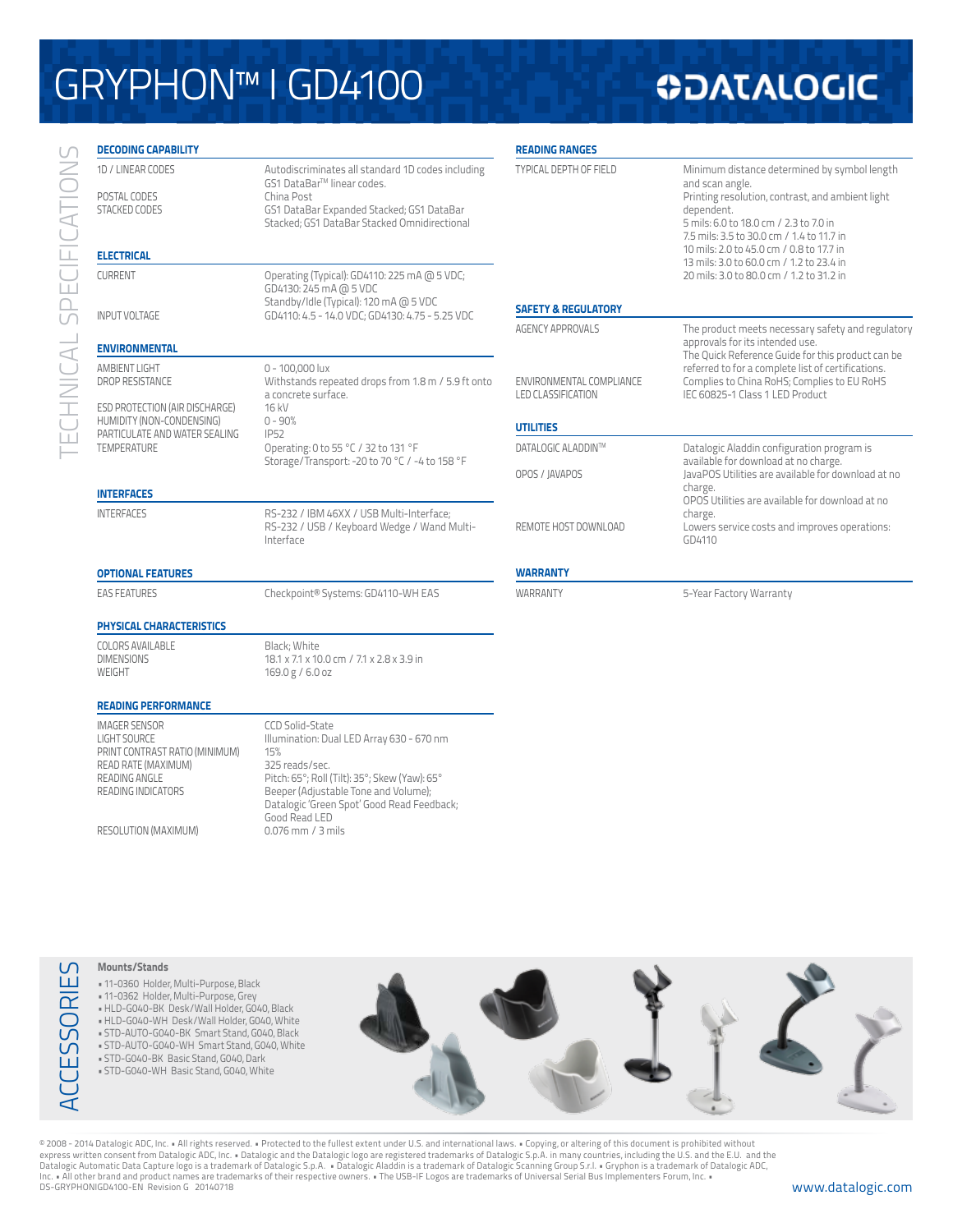# GRYPHON™ I GD4100

## TECHNICAL SPECIFICATIONS

### DECODING CAPABILITY

| | |
|---|---|
| 1D / LINEAR CODES | Autodiscriminates all standard 1D codes including GS1 DataBar™ linear codes. |
| POSTAL CODES | China Post |
| STACKED CODES | GS1 DataBar Expanded Stacked; GS1 DataBar Stacked; GS1 DataBar Stacked Omnidirectional |

### ELECTRICAL

| | |
|---|---|
| CURRENT | Operating (Typical): GD4110: 225 mA @ 5 VDC; GD4130: 245 mA @ 5 VDC<br>Standby/Idle (Typical): 120 mA @ 5 VDC |
| INPUT VOLTAGE | GD4110: 4.5 - 14.0 VDC; GD4130: 4.75 - 5.25 VDC |

### ENVIRONMENTAL

| | |
|---|---|
| AMBIENT LIGHT | 0 - 100,000 lux |
| DROP RESISTANCE | Withstands repeated drops from 1.8 m / 5.9 ft onto a concrete surface. |
| ESD PROTECTION (AIR DISCHARGE) | 16 kV |
| HUMIDITY (NON-CONDENSING) | 0 - 90% |
| PARTICULATE AND WATER SEALING | IP52 |
| TEMPERATURE | Operating: 0 to 55 °C / 32 to 131 °F<br>Storage/Transport: -20 to 70 °C / -4 to 158 °F |

### INTERFACES

| | |
|---|---|
| INTERFACES | RS-232 / IBM 46XX / USB Multi-Interface; RS-232 / USB / Keyboard Wedge / Wand Multi-Interface |

### OPTIONAL FEATURES

| | |
|---|---|
| EAS FEATURES | Checkpoint® Systems: GD4110-WH EAS |

### PHYSICAL CHARACTERISTICS

| | |
|---|---|
| COLORS AVAILABLE | Black; White |
| DIMENSIONS | 18.1 x 7.1 x 10.0 cm / 7.1 x 2.8 x 3.9 in |
| WEIGHT | 169.0 g / 6.0 oz |

### READING PERFORMANCE

| | |
|---|---|
| IMAGER SENSOR | CCD Solid-State |
| LIGHT SOURCE | Illumination: Dual LED Array 630 - 670 nm |
| PRINT CONTRAST RATIO (MINIMUM) | 15% |
| READ RATE (MAXIMUM) | 325 reads/sec. |
| READING ANGLE | Pitch: 65°; Roll (Tilt): 35°; Skew (Yaw): 65° |
| READING INDICATORS | Beeper (Adjustable Tone and Volume); Datalogic 'Green Spot' Good Read Feedback; Good Read LED |
| RESOLUTION (MAXIMUM) | 0.076 mm / 3 mils |

### READING RANGES

| | |
|---|---|
| TYPICAL DEPTH OF FIELD | Minimum distance determined by symbol length and scan angle.<br>Printing resolution, contrast, and ambient light dependent.<br>5 mils: 6.0 to 18.0 cm / 2.3 to 7.0 in<br>7.5 mils: 3.5 to 30.0 cm / 1.4 to 11.7 in<br>10 mils: 2.0 to 45.0 cm / 0.8 to 17.7 in<br>13 mils: 3.0 to 60.0 cm / 1.2 to 23.4 in<br>20 mils: 3.0 to 80.0 cm / 1.2 to 31.2 in |

### SAFETY & REGULATORY

| | |
|---|---|
| AGENCY APPROVALS | The product meets necessary safety and regulatory approvals for its intended use.<br>The Quick Reference Guide for this product can be referred to for a complete list of certifications. |
| ENVIRONMENTAL COMPLIANCE | Complies to China RoHS; Complies to EU RoHS |
| LED CLASSIFICATION | IEC 60825-1 Class 1 LED Product |

### UTILITIES

| | |
|---|---|
| DATALOGIC ALADDIN™ | Datalogic Aladdin configuration program is available for download at no charge. |
| OPOS / JAVAPOS | JavaPOS Utilities are available for download at no charge.<br>OPOS Utilities are available for download at no charge. |
| REMOTE HOST DOWNLOAD | Lowers service costs and improves operations: GD4110 |

### WARRANTY

| | |
|---|---|
| WARRANTY | 5-Year Factory Warranty |

## ACCESSORIES

**Mounts/Stands**

- 11-0360 Holder, Multi-Purpose, Black
- 11-0362 Holder, Multi-Purpose, Grey
- HLD-G040-BK Desk/Wall Holder, G040, Black
- HLD-G040-WH Desk/Wall Holder, G040, White
- STD-AUTO-G040-BK Smart Stand, G040, Black
- STD-AUTO-G040-WH Smart Stand, G040, White
- STD-G040-BK Basic Stand, G040, Dark
- STD-G040-WH Basic Stand, G040, White

© 2008 - 2014 Datalogic ADC, Inc. • All rights reserved. • Protected to the fullest extent under U.S. and international laws. • Copying, or altering of this document is prohibited without express written consent from Datalogic ADC, Inc. • Datalogic and the Datalogic logo are registered trademarks of Datalogic S.p.A. in many countries, including the U.S. and the E.U. and the Datalogic Automatic Data Capture logo is a trademark of Datalogic S.p.A. • Datalogic Aladdin is a trademark of Datalogic Scanning Group S.r.l. • Gryphon is a trademark of Datalogic ADC, Inc. • All other brand and product names are trademarks of their respective owners. • The USB-IF Logos are trademarks of Universal Serial Bus Implementers Forum, Inc. •
DS-GRYPHONIGD4100-EN Revision G 20140718

www.datalogic.com